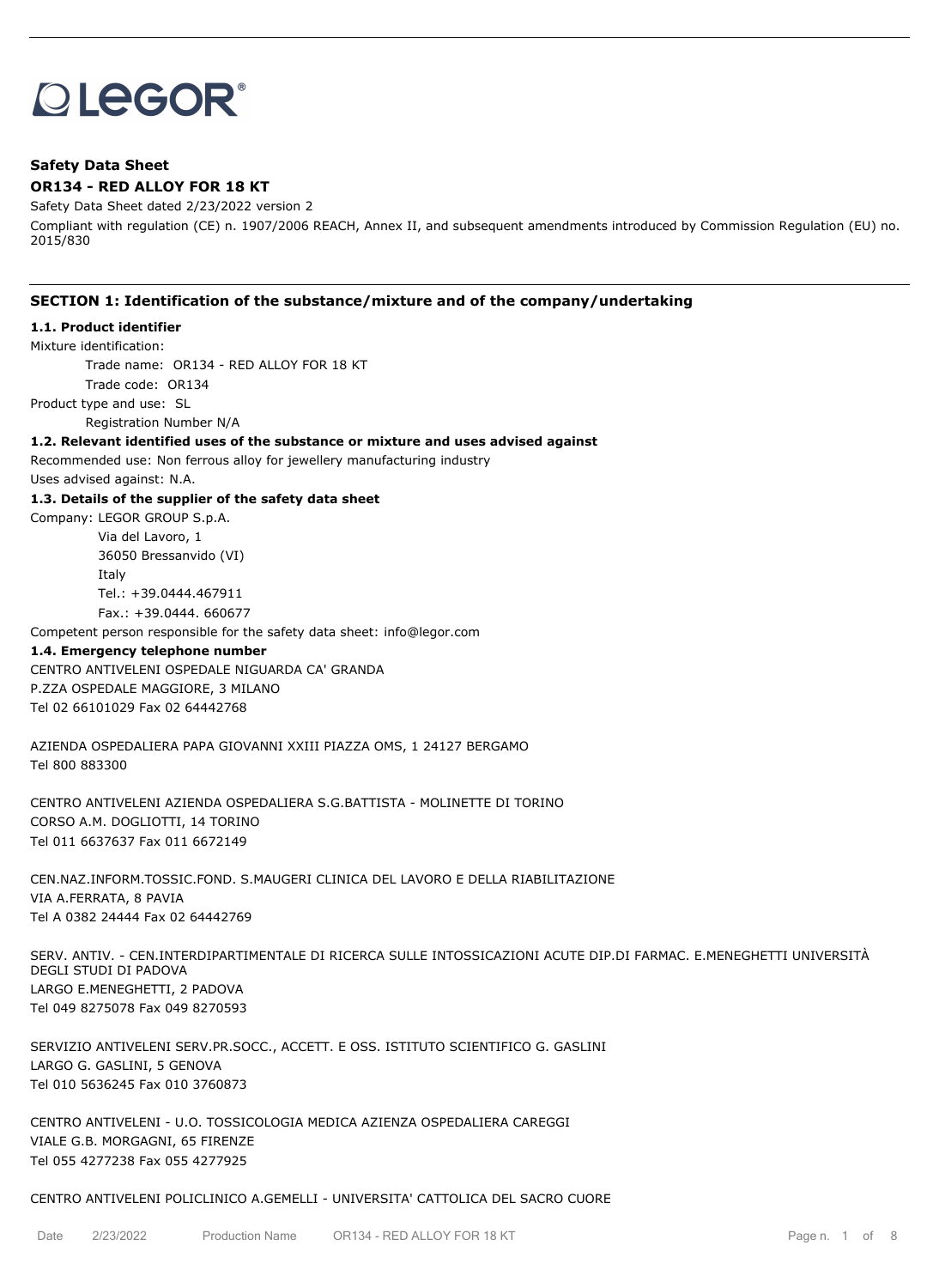LEGOR®

**Safety Data Sheet**

**OR134 - RED ALLOY FOR 18 KT**

Safety Data Sheet dated 2/23/2022 version 2

Compliant with regulation (CE) n. 1907/2006 REACH, Annex II, and subsequent amendments introduced by Commission Regulation (EU) no. 2015/830

## SECTION 1: Identification of the substance/mixture and of the company/undertaking

**1.1. Product identifier**

Mixture identification:

Trade name: OR134 - RED ALLOY FOR 18 KT

Trade code: OR134

Product type and use: SL

Registration Number N/A

**1.2. Relevant identified uses of the substance or mixture and uses advised against**

Recommended use: Non ferrous alloy for jewellery manufacturing industry

Uses advised against: N.A.

**1.3. Details of the supplier of the safety data sheet**

Company: LEGOR GROUP S.p.A.

Via del Lavoro, 1

36050 Bressanvido (VI)

Italy

Tel.: +39.0444.467911

Fax.: +39.0444. 660677

Competent person responsible for the safety data sheet: info@legor.com

**1.4. Emergency telephone number**

CENTRO ANTIVELENI OSPEDALE NIGUARDA CA' GRANDA
P.ZZA OSPEDALE MAGGIORE, 3 MILANO
Tel 02 66101029 Fax 02 64442768

AZIENDA OSPEDALIERA PAPA GIOVANNI XXIII PIAZZA OMS, 1 24127 BERGAMO
Tel 800 883300

CENTRO ANTIVELENI AZIENDA OSPEDALIERA S.G.BATTISTA - MOLINETTE DI TORINO
CORSO A.M. DOGLIOTTI, 14 TORINO
Tel 011 6637637 Fax 011 6672149

CEN.NAZ.INFORM.TOSSIC.FOND. S.MAUGERI CLINICA DEL LAVORO E DELLA RIABILITAZIONE
VIA A.FERRATA, 8 PAVIA
Tel A 0382 24444 Fax 02 64442769

SERV. ANTIV. - CEN.INTERDIPARTIMENTALE DI RICERCA SULLE INTOSSICAZIONI ACUTE DIP.DI FARMAC. E.MENEGHETTI UNIVERSITÀ DEGLI STUDI DI PADOVA
LARGO E.MENEGHETTI, 2 PADOVA
Tel 049 8275078 Fax 049 8270593

SERVIZIO ANTIVELENI SERV.PR.SOCC., ACCETT. E OSS. ISTITUTO SCIENTIFICO G. GASLINI
LARGO G. GASLINI, 5 GENOVA
Tel 010 5636245 Fax 010 3760873

CENTRO ANTIVELENI - U.O. TOSSICOLOGIA MEDICA AZIENZA OSPEDALIERA CAREGGI
VIALE G.B. MORGAGNI, 65 FIRENZE
Tel 055 4277238 Fax 055 4277925

CENTRO ANTIVELENI POLICLINICO A.GEMELLI - UNIVERSITA' CATTOLICA DEL SACRO CUORE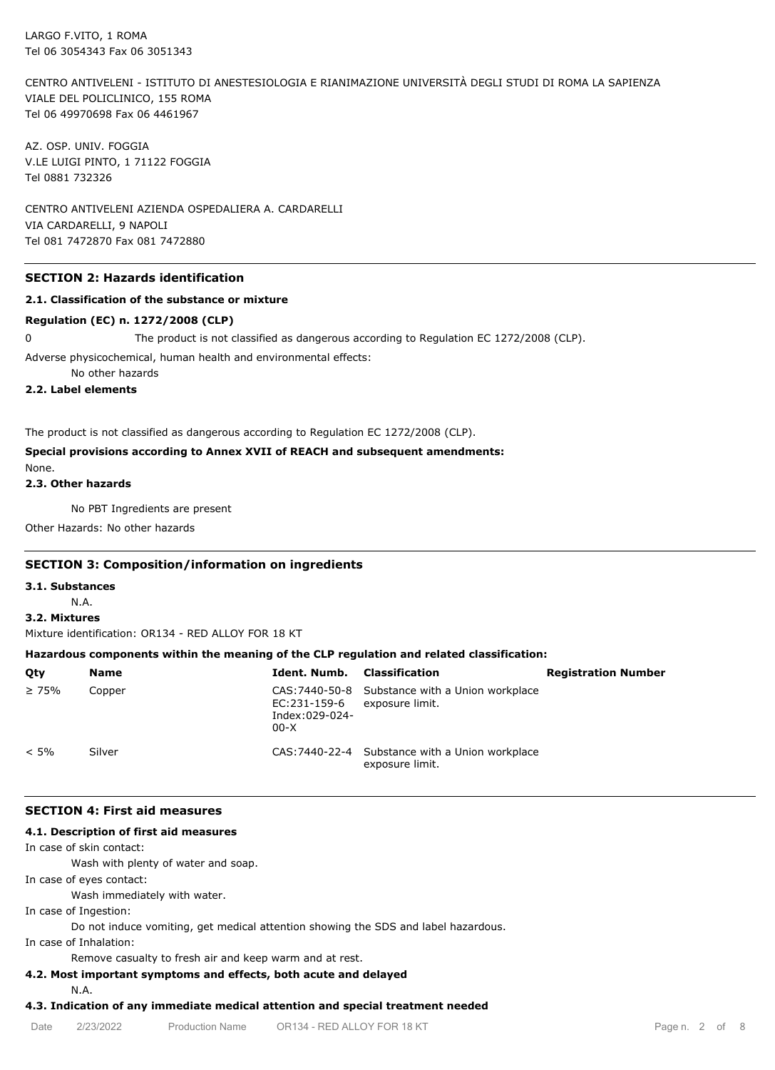LARGO F.VITO, 1 ROMA
Tel 06 3054343 Fax 06 3051343

CENTRO ANTIVELENI - ISTITUTO DI ANESTESIOLOGIA E RIANIMAZIONE UNIVERSITÀ DEGLI STUDI DI ROMA LA SAPIENZA
VIALE DEL POLICLINICO, 155 ROMA
Tel 06 49970698 Fax 06 4461967

AZ. OSP. UNIV. FOGGIA
V.LE LUIGI PINTO, 1 71122 FOGGIA
Tel 0881 732326

CENTRO ANTIVELENI AZIENDA OSPEDALIERA A. CARDARELLI
VIA CARDARELLI, 9 NAPOLI
Tel 081 7472870 Fax 081 7472880

## SECTION 2: Hazards identification

### 2.1. Classification of the substance or mixture

**Regulation (EC) n. 1272/2008 (CLP)**

0 The product is not classified as dangerous according to Regulation EC 1272/2008 (CLP).

Adverse physicochemical, human health and environmental effects:

No other hazards

### 2.2. Label elements

The product is not classified as dangerous according to Regulation EC 1272/2008 (CLP).

**Special provisions according to Annex XVII of REACH and subsequent amendments:**

None.

### 2.3. Other hazards

No PBT Ingredients are present

Other Hazards: No other hazards

## SECTION 3: Composition/information on ingredients

### 3.1. Substances

N.A.

### 3.2. Mixtures

Mixture identification: OR134 - RED ALLOY FOR 18 KT

**Hazardous components within the meaning of the CLP regulation and related classification:**

| Qty | Name | Ident. Numb. | Classification | Registration Number |
|---|---|---|---|---|
| ≥ 75% | Copper | CAS:7440-50-8 EC:231-159-6 Index:029-024-00-X | Substance with a Union workplace exposure limit. | |
| < 5% | Silver | CAS:7440-22-4 | Substance with a Union workplace exposure limit. | |

## SECTION 4: First aid measures

### 4.1. Description of first aid measures

In case of skin contact:

Wash with plenty of water and soap.

In case of eyes contact:

Wash immediately with water.

In case of Ingestion:

Do not induce vomiting, get medical attention showing the SDS and label hazardous.

In case of Inhalation:

Remove casualty to fresh air and keep warm and at rest.

### 4.2. Most important symptoms and effects, both acute and delayed

N.A.

### 4.3. Indication of any immediate medical attention and special treatment needed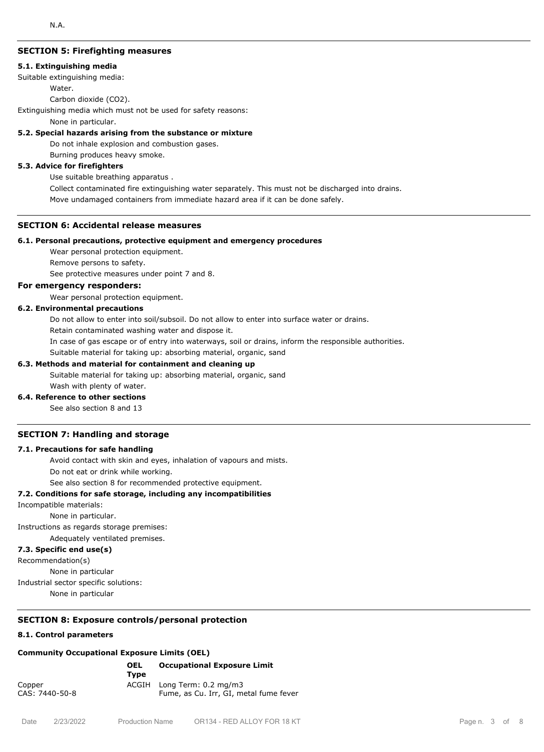N.A.

## SECTION 5: Firefighting measures

### 5.1. Extinguishing media

Suitable extinguishing media:

Water.

Carbon dioxide ($CO_2$).

Extinguishing media which must not be used for safety reasons:

None in particular.

### 5.2. Special hazards arising from the substance or mixture

Do not inhale explosion and combustion gases.

Burning produces heavy smoke.

### 5.3. Advice for firefighters

Use suitable breathing apparatus .

Collect contaminated fire extinguishing water separately. This must not be discharged into drains.

Move undamaged containers from immediate hazard area if it can be done safely.

## SECTION 6: Accidental release measures

### 6.1. Personal precautions, protective equipment and emergency procedures

Wear personal protection equipment.

Remove persons to safety.

See protective measures under point 7 and 8.

### For emergency responders:

Wear personal protection equipment.

### 6.2. Environmental precautions

Do not allow to enter into soil/subsoil. Do not allow to enter into surface water or drains.

Retain contaminated washing water and dispose it.

In case of gas escape or of entry into waterways, soil or drains, inform the responsible authorities.

Suitable material for taking up: absorbing material, organic, sand

### 6.3. Methods and material for containment and cleaning up

Suitable material for taking up: absorbing material, organic, sand

Wash with plenty of water.

### 6.4. Reference to other sections

See also section 8 and 13

## SECTION 7: Handling and storage

### 7.1. Precautions for safe handling

Avoid contact with skin and eyes, inhalation of vapours and mists.

Do not eat or drink while working.

See also section 8 for recommended protective equipment.

### 7.2. Conditions for safe storage, including any incompatibilities

Incompatible materials:

None in particular.

Instructions as regards storage premises:

Adequately ventilated premises.

### 7.3. Specific end use(s)

Recommendation(s)

None in particular

Industrial sector specific solutions:

None in particular

## SECTION 8: Exposure controls/personal protection

### 8.1. Control parameters

**Community Occupational Exposure Limits (OEL)**

| | OEL Type | Occupational Exposure Limit |
|---|---|---|
| Copper<br>CAS: 7440-50-8 | ACGIH | Long Term: 0.2 mg/m3<br>Fume, as Cu. Irr, GI, metal fume fever |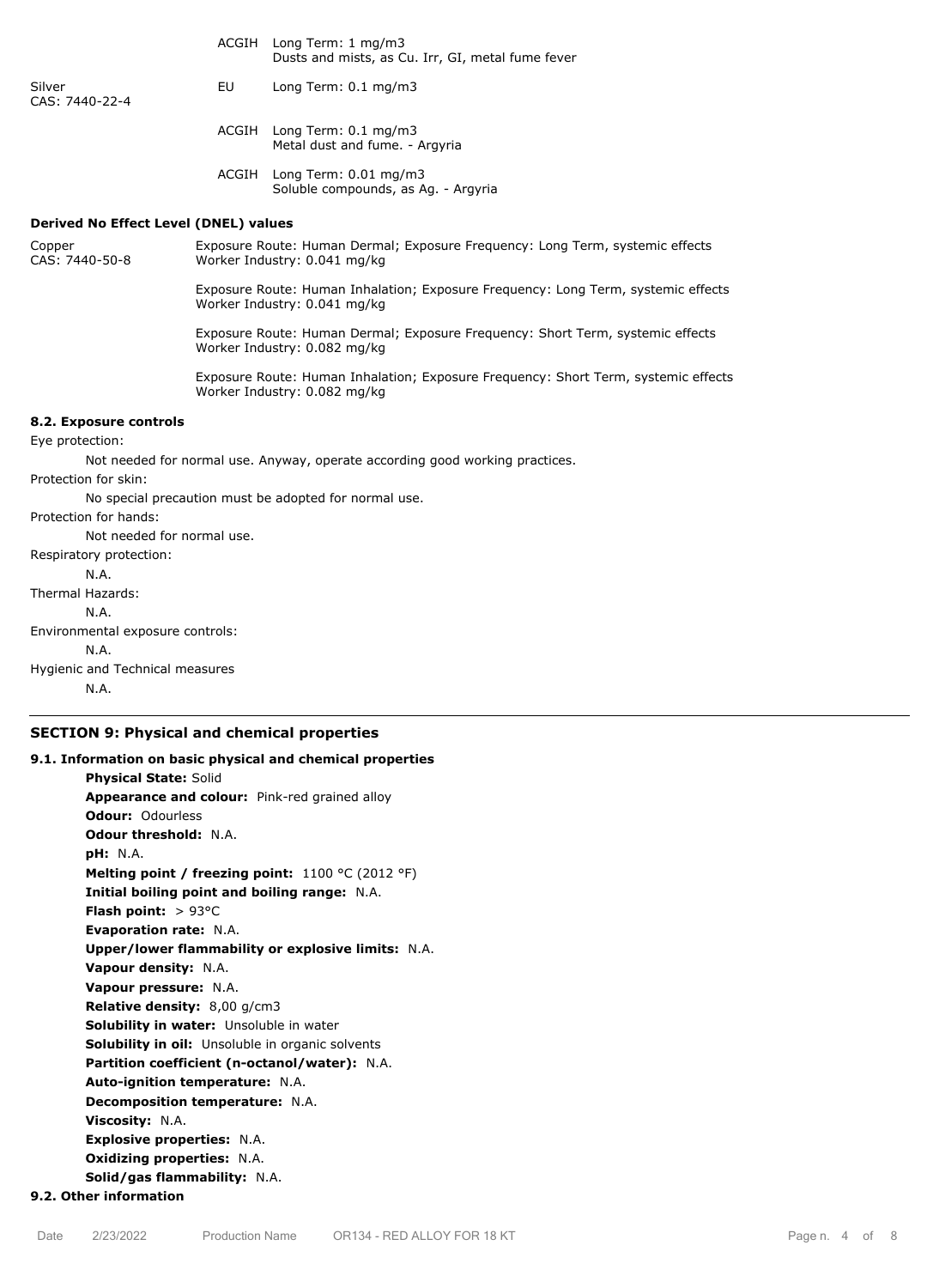| | | |
|---|---|---|
| | ACGIH | Long Term: 1 mg/m3<br>Dusts and mists, as Cu. Irr, GI, metal fume fever |
| Silver<br>CAS: 7440-22-4 | EU | Long Term: 0.1 mg/m3 |
| | ACGIH | Long Term: 0.1 mg/m3<br>Metal dust and fume. - Argyria |
| | ACGIH | Long Term: 0.01 mg/m3<br>Soluble compounds, as Ag. - Argyria |

**Derived No Effect Level (DNEL) values**

| | |
|---|---|
| Copper<br>CAS: 7440-50-8 | Exposure Route: Human Dermal; Exposure Frequency: Long Term, systemic effects<br>Worker Industry: 0.041 mg/kg |
| | Exposure Route: Human Inhalation; Exposure Frequency: Long Term, systemic effects<br>Worker Industry: 0.041 mg/kg |
| | Exposure Route: Human Dermal; Exposure Frequency: Short Term, systemic effects<br>Worker Industry: 0.082 mg/kg |
| | Exposure Route: Human Inhalation; Exposure Frequency: Short Term, systemic effects<br>Worker Industry: 0.082 mg/kg |

**8.2. Exposure controls**

Eye protection:

Not needed for normal use. Anyway, operate according good working practices.

Protection for skin:

No special precaution must be adopted for normal use.

Protection for hands:

Not needed for normal use.

Respiratory protection:

N.A.

Thermal Hazards:

N.A.

Environmental exposure controls:

N.A.

Hygienic and Technical measures

N.A.

## SECTION 9: Physical and chemical properties

**9.1. Information on basic physical and chemical properties**

**Physical State:** Solid
**Appearance and colour:** Pink-red grained alloy
**Odour:** Odourless
**Odour threshold:** N.A.
**pH:** N.A.
**Melting point / freezing point:** 1100 °C (2012 °F)
**Initial boiling point and boiling range:** N.A.
**Flash point:** > 93°C
**Evaporation rate:** N.A.
**Upper/lower flammability or explosive limits:** N.A.
**Vapour density:** N.A.
**Vapour pressure:** N.A.
**Relative density:** 8,00 g/cm3
**Solubility in water:** Unsoluble in water
**Solubility in oil:** Unsoluble in organic solvents
**Partition coefficient (n-octanol/water):** N.A.
**Auto-ignition temperature:** N.A.
**Decomposition temperature:** N.A.
**Viscosity:** N.A.
**Explosive properties:** N.A.
**Oxidizing properties:** N.A.
**Solid/gas flammability:** N.A.

**9.2. Other information**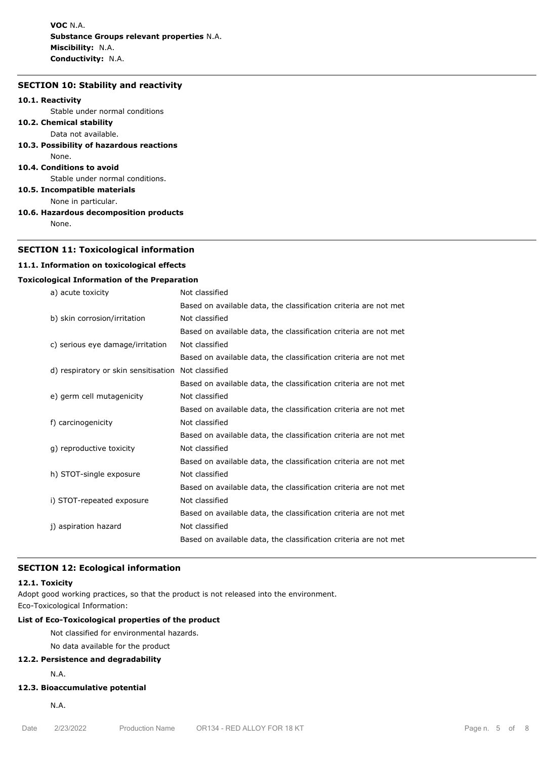**VOC** N.A.
**Substance Groups relevant properties** N.A.
**Miscibility:** N.A.
**Conductivity:** N.A.

## SECTION 10: Stability and reactivity

**10.1. Reactivity**

Stable under normal conditions

**10.2. Chemical stability**

Data not available.

**10.3. Possibility of hazardous reactions**

None.

**10.4. Conditions to avoid**

Stable under normal conditions.

**10.5. Incompatible materials**

None in particular.

**10.6. Hazardous decomposition products**

None.

## SECTION 11: Toxicological information

**11.1. Information on toxicological effects**

**Toxicological Information of the Preparation**

| | |
|---|---|
| a) acute toxicity | Not classified |
| | Based on available data, the classification criteria are not met |
| b) skin corrosion/irritation | Not classified |
| | Based on available data, the classification criteria are not met |
| c) serious eye damage/irritation | Not classified |
| | Based on available data, the classification criteria are not met |
| d) respiratory or skin sensitisation | Not classified |
| | Based on available data, the classification criteria are not met |
| e) germ cell mutagenicity | Not classified |
| | Based on available data, the classification criteria are not met |
| f) carcinogenicity | Not classified |
| | Based on available data, the classification criteria are not met |
| g) reproductive toxicity | Not classified |
| | Based on available data, the classification criteria are not met |
| h) STOT-single exposure | Not classified |
| | Based on available data, the classification criteria are not met |
| i) STOT-repeated exposure | Not classified |
| | Based on available data, the classification criteria are not met |
| j) aspiration hazard | Not classified |
| | Based on available data, the classification criteria are not met |

## SECTION 12: Ecological information

**12.1. Toxicity**

Adopt good working practices, so that the product is not released into the environment.
Eco-Toxicological Information:

**List of Eco-Toxicological properties of the product**

Not classified for environmental hazards.

No data available for the product

**12.2. Persistence and degradability**

N.A.

**12.3. Bioaccumulative potential**

N.A.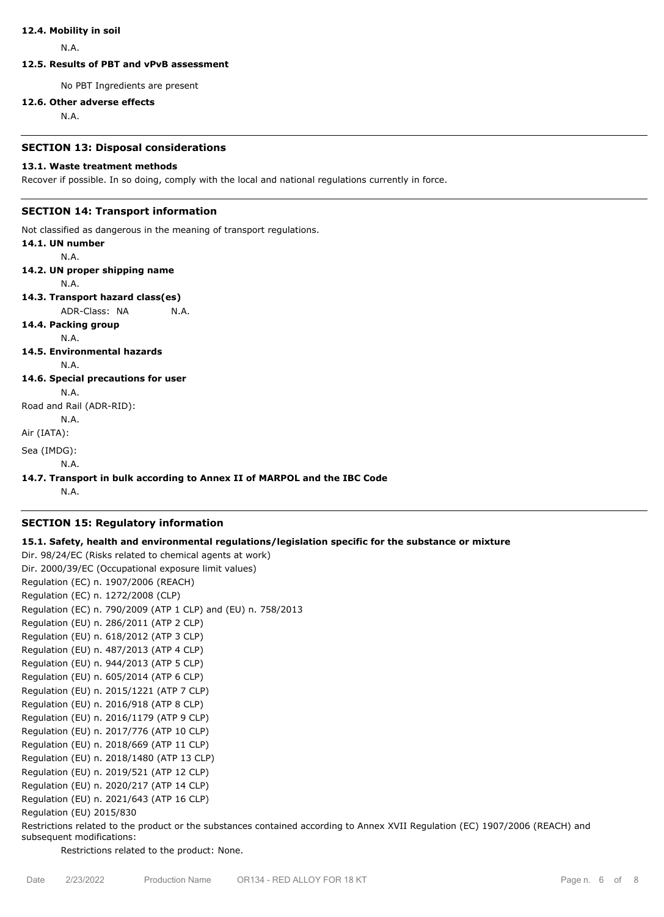**12.4. Mobility in soil**

N.A.

**12.5. Results of PBT and vPvB assessment**

No PBT Ingredients are present

**12.6. Other adverse effects**

N.A.

## SECTION 13: Disposal considerations

**13.1. Waste treatment methods**

Recover if possible. In so doing, comply with the local and national regulations currently in force.

## SECTION 14: Transport information

Not classified as dangerous in the meaning of transport regulations.

**14.1. UN number**

N.A.

**14.2. UN proper shipping name**

N.A.

**14.3. Transport hazard class(es)**

ADR-Class: NA N.A.

**14.4. Packing group**

N.A.

**14.5. Environmental hazards**

N.A.

**14.6. Special precautions for user**

N.A.

Road and Rail (ADR-RID):

N.A.

Air (IATA):

Sea (IMDG):

N.A.

**14.7. Transport in bulk according to Annex II of MARPOL and the IBC Code**

N.A.

## SECTION 15: Regulatory information

**15.1. Safety, health and environmental regulations/legislation specific for the substance or mixture**

Dir. 98/24/EC (Risks related to chemical agents at work)
Dir. 2000/39/EC (Occupational exposure limit values)
Regulation (EC) n. 1907/2006 (REACH)
Regulation (EC) n. 1272/2008 (CLP)
Regulation (EC) n. 790/2009 (ATP 1 CLP) and (EU) n. 758/2013
Regulation (EU) n. 286/2011 (ATP 2 CLP)
Regulation (EU) n. 618/2012 (ATP 3 CLP)
Regulation (EU) n. 487/2013 (ATP 4 CLP)
Regulation (EU) n. 944/2013 (ATP 5 CLP)
Regulation (EU) n. 605/2014 (ATP 6 CLP)
Regulation (EU) n. 2015/1221 (ATP 7 CLP)
Regulation (EU) n. 2016/918 (ATP 8 CLP)
Regulation (EU) n. 2016/1179 (ATP 9 CLP)
Regulation (EU) n. 2017/776 (ATP 10 CLP)
Regulation (EU) n. 2018/669 (ATP 11 CLP)
Regulation (EU) n. 2018/1480 (ATP 13 CLP)
Regulation (EU) n. 2019/521 (ATP 12 CLP)
Regulation (EU) n. 2020/217 (ATP 14 CLP)
Regulation (EU) n. 2021/643 (ATP 16 CLP)
Regulation (EU) 2015/830

Restrictions related to the product or the substances contained according to Annex XVII Regulation (EC) 1907/2006 (REACH) and subsequent modifications:

Restrictions related to the product: None.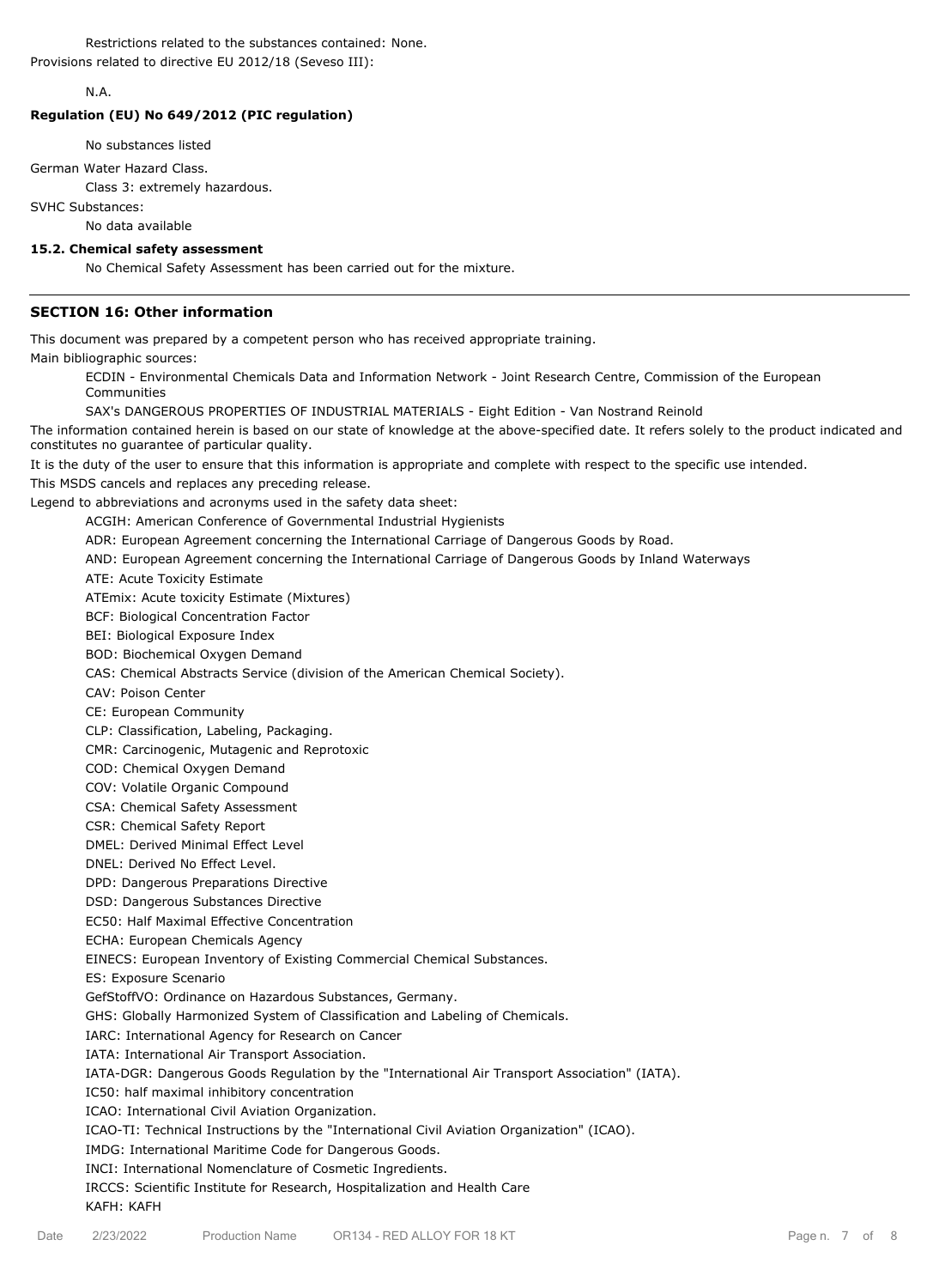Restrictions related to the substances contained: None.

Provisions related to directive EU 2012/18 (Seveso III):

N.A.

**Regulation (EU) No 649/2012 (PIC regulation)**

No substances listed

German Water Hazard Class.

Class 3: extremely hazardous.

SVHC Substances:

No data available

**15.2. Chemical safety assessment**

No Chemical Safety Assessment has been carried out for the mixture.

---

## SECTION 16: Other information

This document was prepared by a competent person who has received appropriate training.

Main bibliographic sources:

ECDIN - Environmental Chemicals Data and Information Network - Joint Research Centre, Commission of the European Communities

SAX's DANGEROUS PROPERTIES OF INDUSTRIAL MATERIALS - Eight Edition - Van Nostrand Reinold

The information contained herein is based on our state of knowledge at the above-specified date. It refers solely to the product indicated and constitutes no guarantee of particular quality.

It is the duty of the user to ensure that this information is appropriate and complete with respect to the specific use intended.

This MSDS cancels and replaces any preceding release.

Legend to abbreviations and acronyms used in the safety data sheet:

ACGIH: American Conference of Governmental Industrial Hygienists
ADR: European Agreement concerning the International Carriage of Dangerous Goods by Road.
AND: European Agreement concerning the International Carriage of Dangerous Goods by Inland Waterways
ATE: Acute Toxicity Estimate
ATEmix: Acute toxicity Estimate (Mixtures)
BCF: Biological Concentration Factor
BEI: Biological Exposure Index
BOD: Biochemical Oxygen Demand
CAS: Chemical Abstracts Service (division of the American Chemical Society).
CAV: Poison Center
CE: European Community
CLP: Classification, Labeling, Packaging.
CMR: Carcinogenic, Mutagenic and Reprotoxic
COD: Chemical Oxygen Demand
COV: Volatile Organic Compound
CSA: Chemical Safety Assessment
CSR: Chemical Safety Report
DMEL: Derived Minimal Effect Level
DNEL: Derived No Effect Level.
DPD: Dangerous Preparations Directive
DSD: Dangerous Substances Directive
EC50: Half Maximal Effective Concentration
ECHA: European Chemicals Agency
EINECS: European Inventory of Existing Commercial Chemical Substances.
ES: Exposure Scenario
GefStoffVO: Ordinance on Hazardous Substances, Germany.
GHS: Globally Harmonized System of Classification and Labeling of Chemicals.
IARC: International Agency for Research on Cancer
IATA: International Air Transport Association.
IATA-DGR: Dangerous Goods Regulation by the "International Air Transport Association" (IATA).
IC50: half maximal inhibitory concentration
ICAO: International Civil Aviation Organization.
ICAO-TI: Technical Instructions by the "International Civil Aviation Organization" (ICAO).
IMDG: International Maritime Code for Dangerous Goods.
INCI: International Nomenclature of Cosmetic Ingredients.
IRCCS: Scientific Institute for Research, Hospitalization and Health Care
KAFH: KAFH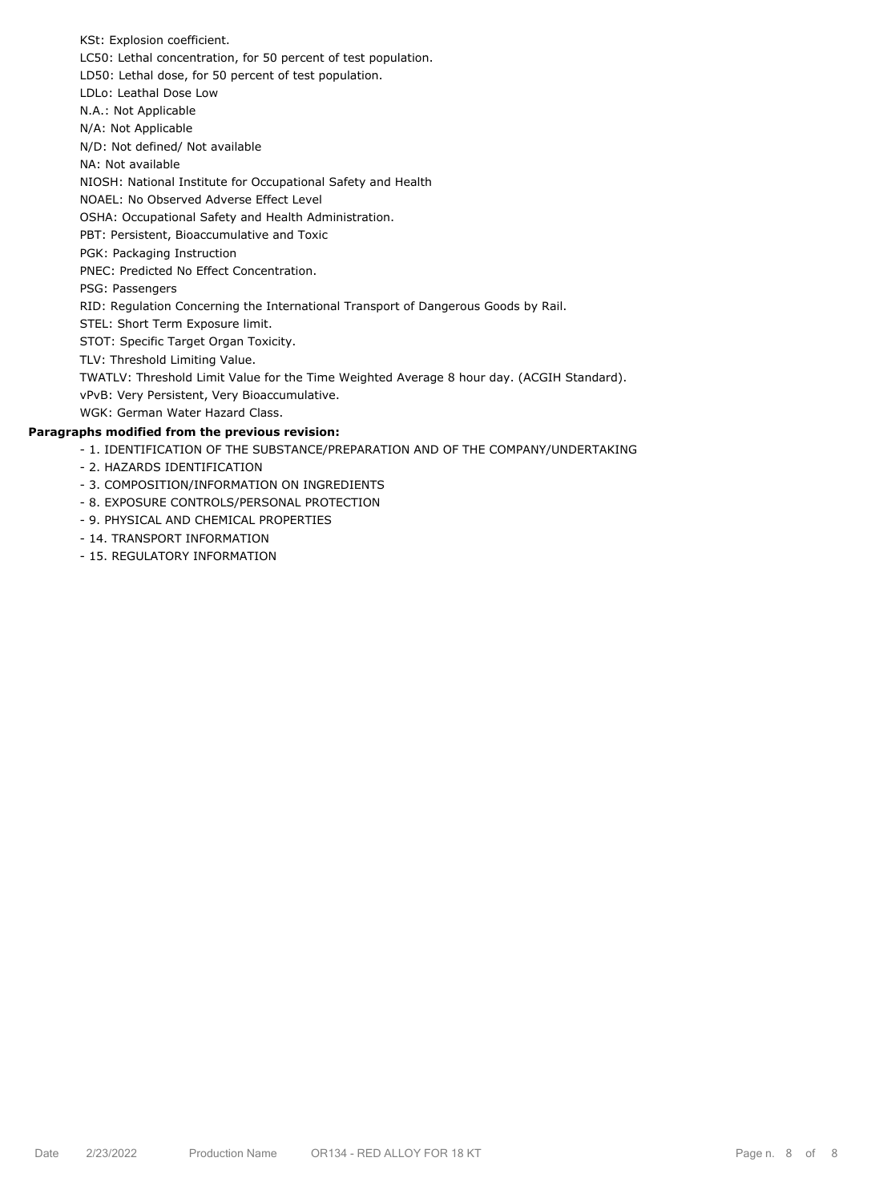KSt: Explosion coefficient.

LC50: Lethal concentration, for 50 percent of test population.

LD50: Lethal dose, for 50 percent of test population.

LDLo: Leathal Dose Low

N.A.: Not Applicable

N/A: Not Applicable

N/D: Not defined/ Not available

NA: Not available

NIOSH: National Institute for Occupational Safety and Health

NOAEL: No Observed Adverse Effect Level

OSHA: Occupational Safety and Health Administration.

PBT: Persistent, Bioaccumulative and Toxic

PGK: Packaging Instruction

PNEC: Predicted No Effect Concentration.

PSG: Passengers

RID: Regulation Concerning the International Transport of Dangerous Goods by Rail.

STEL: Short Term Exposure limit.

STOT: Specific Target Organ Toxicity.

TLV: Threshold Limiting Value.

TWATLV: Threshold Limit Value for the Time Weighted Average 8 hour day. (ACGIH Standard).

vPvB: Very Persistent, Very Bioaccumulative.

WGK: German Water Hazard Class.

**Paragraphs modified from the previous revision:**

- 1. IDENTIFICATION OF THE SUBSTANCE/PREPARATION AND OF THE COMPANY/UNDERTAKING
- 2. HAZARDS IDENTIFICATION
- 3. COMPOSITION/INFORMATION ON INGREDIENTS
- 8. EXPOSURE CONTROLS/PERSONAL PROTECTION
- 9. PHYSICAL AND CHEMICAL PROPERTIES
- 14. TRANSPORT INFORMATION
- 15. REGULATORY INFORMATION